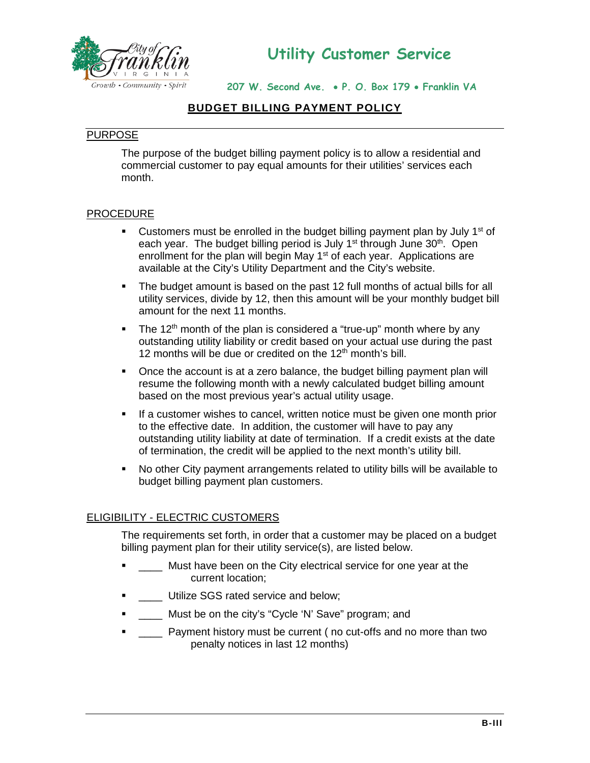# Utility Customer Service

**207 W. Second Ave. • P. O. Box 179 • Franklin VA**

## BUDGET BILLING PAYMENT POLICY

### PURPOSE

The purpose of the budget billing payment policy is to allow a residential and commercial customer to pay equal amounts for their utilities' services each month.

### PROCEDURE

- Customers must be enrolled in the budget billing payment plan by July 1st of each year. The budget billing period is July 1st through June 30th. Open enrollment for the plan will begin May 1st of each year. Applications are available at the City's Utility Department and the City's website.
- The budget amount is based on the past 12 full months of actual bills for all utility services, divide by 12, then this amount will be your monthly budget bill amount for the next 11 months.
- The 12th month of the plan is considered a "true-up" month where by any outstanding utility liability or credit based on your actual use during the past 12 months will be due or credited on the 12th month's bill.
- Once the account is at a zero balance, the budget billing payment plan will resume the following month with a newly calculated budget billing amount based on the most previous year's actual utility usage.
- If a customer wishes to cancel, written notice must be given one month prior to the effective date. In addition, the customer will have to pay any outstanding utility liability at date of termination. If a credit exists at the date of termination, the credit will be applied to the next month's utility bill.
- No other City payment arrangements related to utility bills will be available to budget billing payment plan customers.

### ELIGIBILITY - ELECTRIC CUSTOMERS

The requirements set forth, in order that a customer may be placed on a budget billing payment plan for their utility service(s), are listed below.

- ____ Must have been on the City electrical service for one year at the current location;
- ____ Utilize SGS rated service and below;
- ____ Must be on the city's "Cycle 'N' Save" program; and
- ____ Payment history must be current ( no cut-offs and no more than two penalty notices in last 12 months)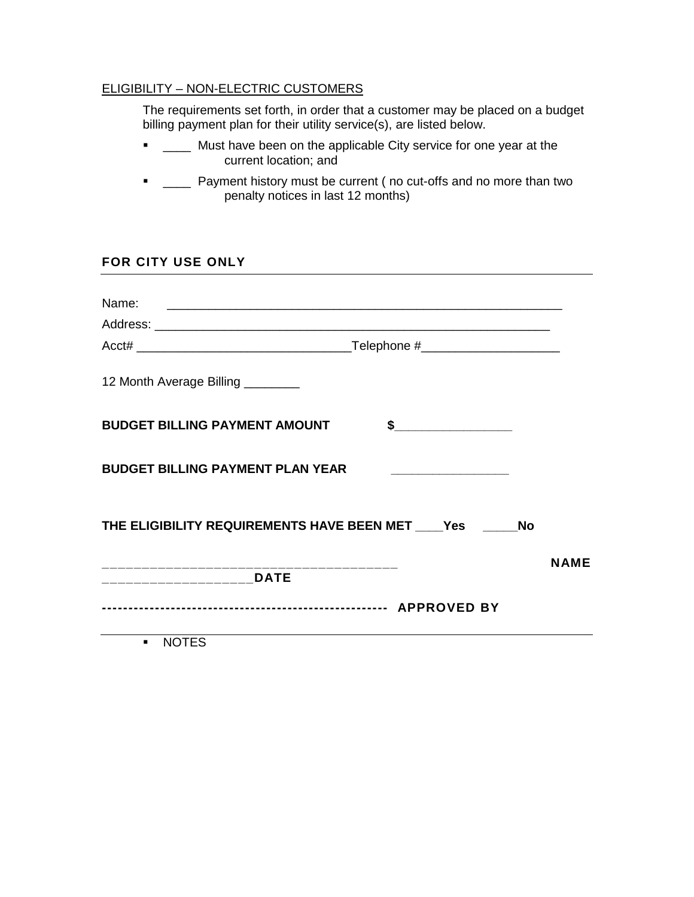ELIGIBILITY – NON-ELECTRIC CUSTOMERS

The requirements set forth, in order that a customer may be placed on a budget billing payment plan for their utility service(s), are listed below.

- ____ Must have been on the applicable City service for one year at the current location; and
- ____ Payment history must be current ( no cut-offs and no more than two penalty notices in last 12 months)

**FOR CITY USE ONLY**

---

Name: ____________________________________________________________

Address: ____________________________________________________________

Acct# _______________________________Telephone #____________________

12 Month Average Billing ________

**BUDGET BILLING PAYMENT AMOUNT** **$________________**

**BUDGET BILLING PAYMENT PLAN YEAR** **________________**

**THE ELIGIBILITY REQUIREMENTS HAVE BEEN MET ____Yes _____No**

**______________________________________ NAME**

**__________________DATE**

**---------------------------------------------------- APPROVED BY**

---

- NOTES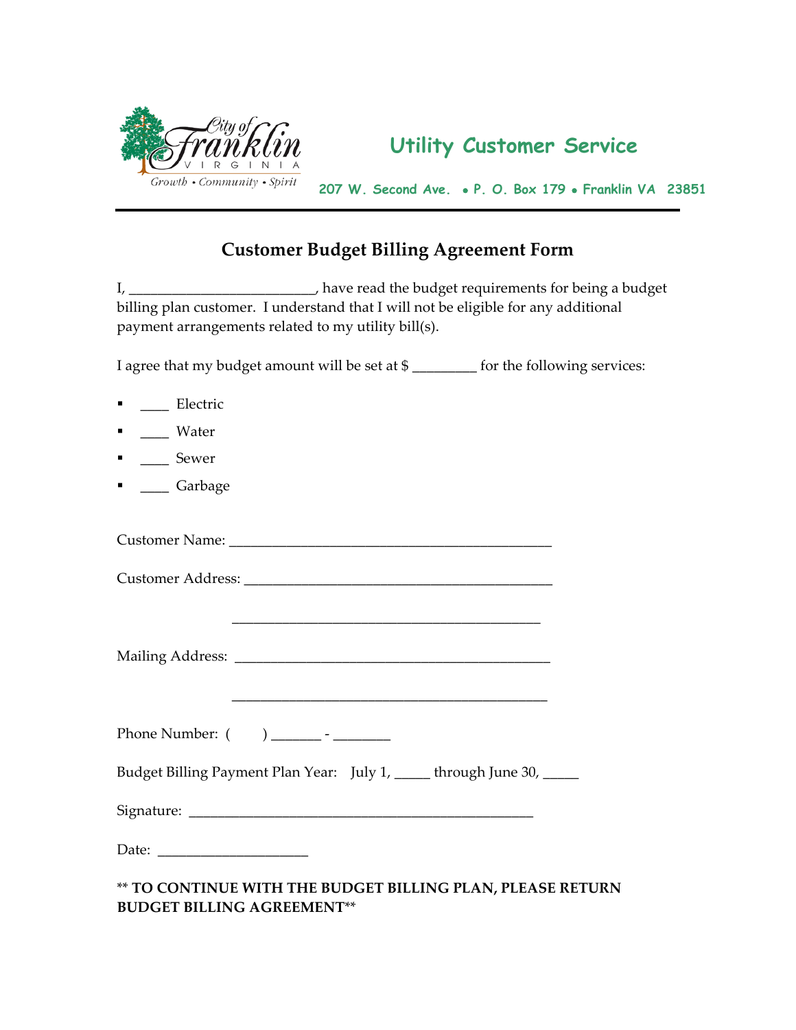City of Franklin VIRGINIA
Growth • Community • Spirit

**Utility Customer Service**

**207 W. Second Ave. • P. O. Box 179 • Franklin VA 23851**

## Customer Budget Billing Agreement Form

I, ________________________, have read the budget requirements for being a budget billing plan customer. I understand that I will not be eligible for any additional payment arrangements related to my utility bill(s).

I agree that my budget amount will be set at $ ________ for the following services:

- ____ Electric
- ____ Water
- ____ Sewer
- ____ Garbage

Customer Name: ____________________________________________

Customer Address: __________________________________________

____________________________________________

Mailing Address: ____________________________________________

____________________________________________

Phone Number: (      ) _______ - ________

Budget Billing Payment Plan Year: July 1, _____ through June 30, _____

Signature: ________________________________________________

Date: _____________________

**** TO CONTINUE WITH THE BUDGET BILLING PLAN, PLEASE RETURN BUDGET BILLING AGREEMENT****